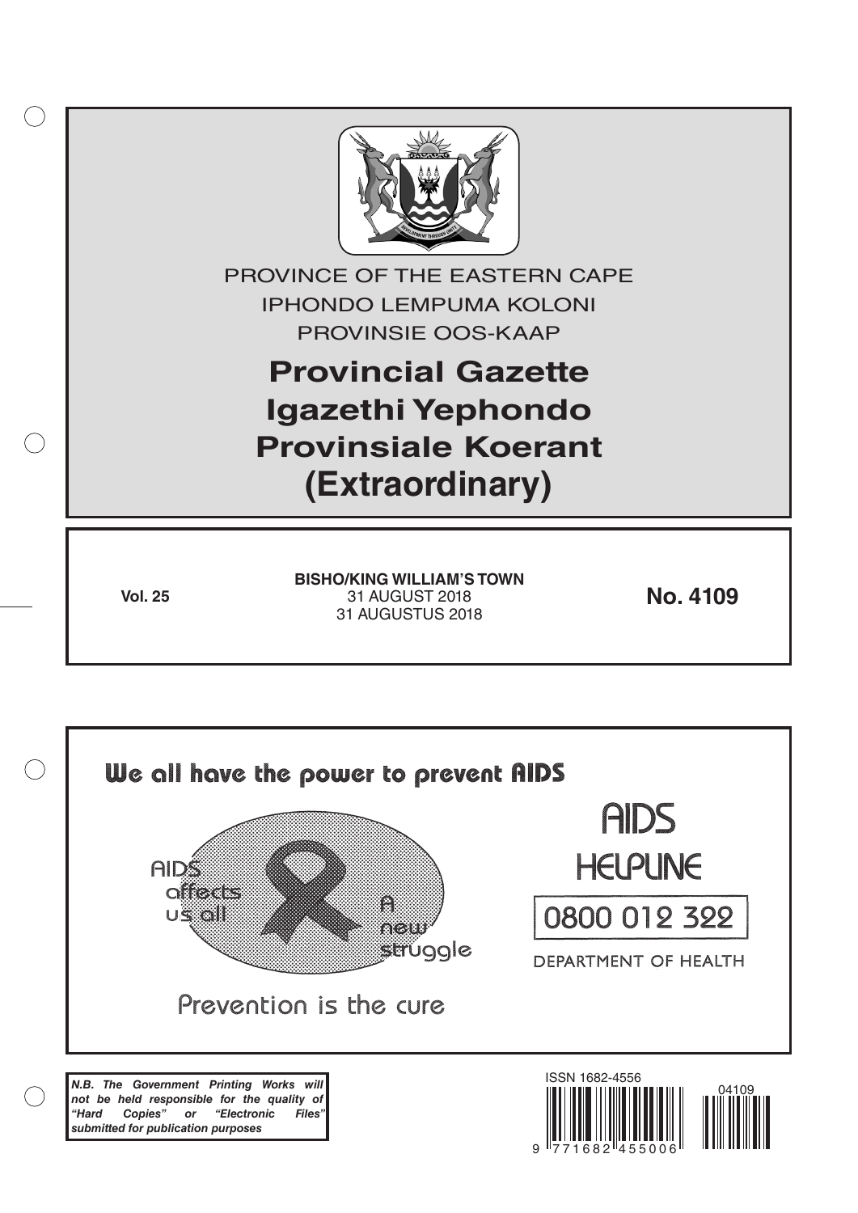PROVINCE OF THE EASTERN CAPE
IPHONDO LEMPUMA KOLONI
PROVINSIE OOS-KAAP

# Provincial Gazette
# Igazethi Yephondo
# Provinsiale Koerant
# (Extraordinary)

**Vol. 25**

**BISHO/KING WILLIAM'S TOWN**
31 AUGUST 2018
31 AUGUSTUS 2018

**No. 4109**

We all have the power to prevent AIDS

AIDS affects us all

A new struggle

Prevention is the cure

AIDS HELPLINE

0800 012 322

DEPARTMENT OF HEALTH

***N.B. The Government Printing Works will not be held responsible for the quality of "Hard Copies" or "Electronic Files" submitted for publication purposes***

ISSN 1682-4556

04109

9 771682 455006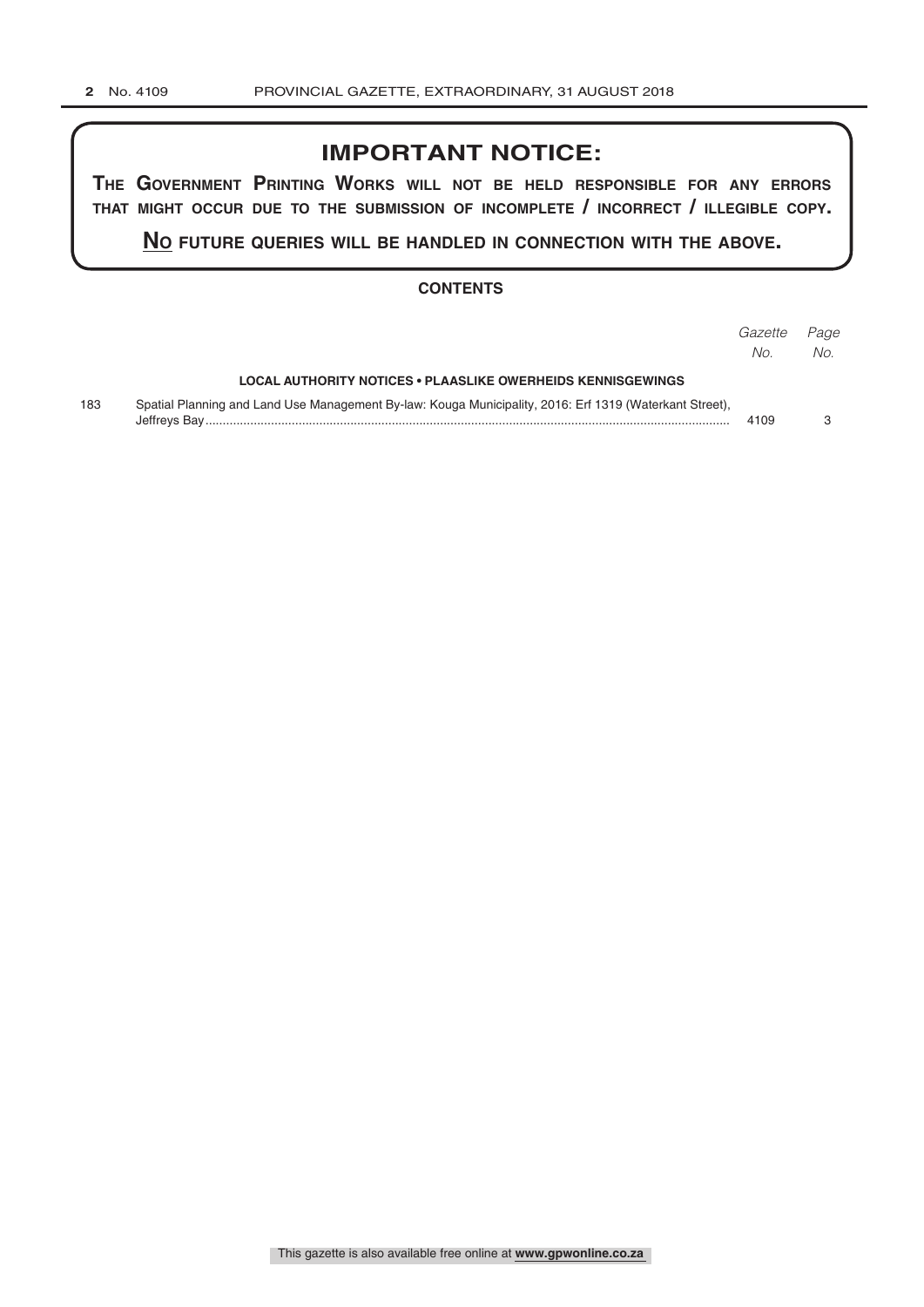# IMPORTANT NOTICE:

**THE GOVERNMENT PRINTING WORKS WILL NOT BE HELD RESPONSIBLE FOR ANY ERRORS THAT MIGHT OCCUR DUE TO THE SUBMISSION OF INCOMPLETE / INCORRECT / ILLEGIBLE COPY.**

**NO FUTURE QUERIES WILL BE HANDLED IN CONNECTION WITH THE ABOVE.**

## CONTENTS

| | | *Gazette No.* | *Page No.* |
|---|---|---|---|
| | **LOCAL AUTHORITY NOTICES • PLAASLIKE OWERHEIDS KENNISGEWINGS** | | |
| 183 | Spatial Planning and Land Use Management By-law: Kouga Municipality, 2016: Erf 1319 (Waterkant Street), Jeffreys Bay | 4109 | 3 |

This gazette is also available free online at **www.gpwonline.co.za**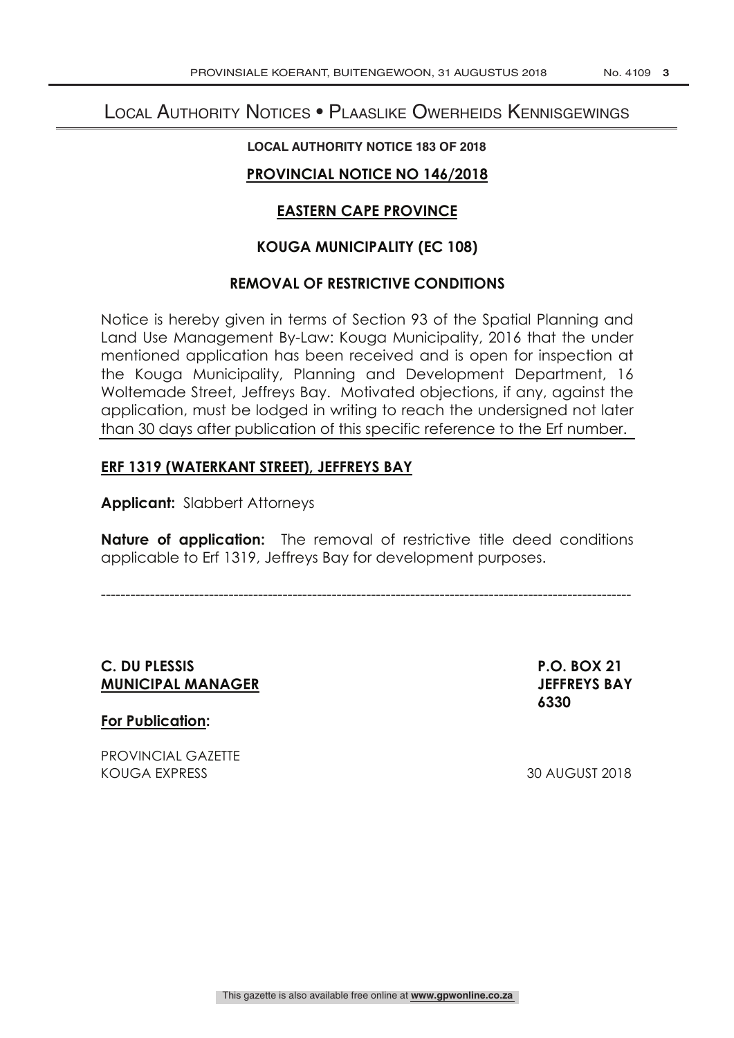# Local Authority Notices • Plaaslike Owerheids Kennisgewings

**LOCAL AUTHORITY NOTICE 183 OF 2018**

**PROVINCIAL NOTICE NO 146/2018**

**EASTERN CAPE PROVINCE**

**KOUGA MUNICIPALITY (EC 108)**

**REMOVAL OF RESTRICTIVE CONDITIONS**

Notice is hereby given in terms of Section 93 of the Spatial Planning and Land Use Management By-Law: Kouga Municipality, 2016 that the under mentioned application has been received and is open for inspection at the Kouga Municipality, Planning and Development Department, 16 Woltemade Street, Jeffreys Bay. Motivated objections, if any, against the application, must be lodged in writing to reach the undersigned not later than 30 days after publication of this specific reference to the Erf number.

**ERF 1319 (WATERKANT STREET), JEFFREYS BAY**

**Applicant:** Slabbert Attorneys

**Nature of application:** The removal of restrictive title deed conditions applicable to Erf 1319, Jeffreys Bay for development purposes.

---

**C. DU PLESSIS**
**MUNICIPAL MANAGER**

**P.O. BOX 21**
**JEFFREYS BAY**
**6330**

**For Publication:**

PROVINCIAL GAZETTE
KOUGA EXPRESS

30 AUGUST 2018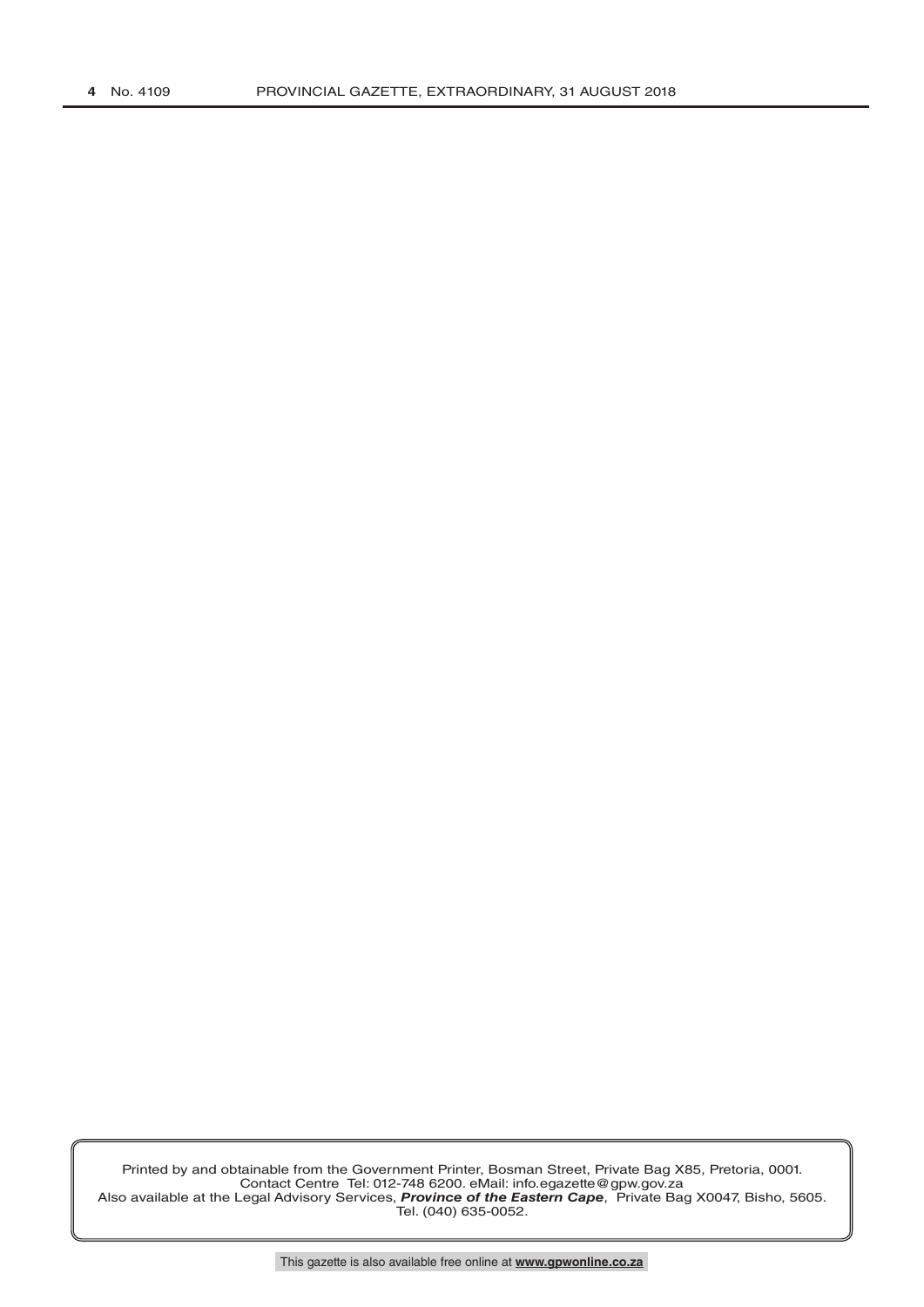Printed by and obtainable from the Government Printer, Bosman Street, Private Bag X85, Pretoria, 0001.
Contact Centre Tel: 012-748 6200. eMail: info.egazette@gpw.gov.za
Also available at the Legal Advisory Services, ***Province of the Eastern Cape***, Private Bag X0047, Bisho, 5605.
Tel. (040) 635-0052.